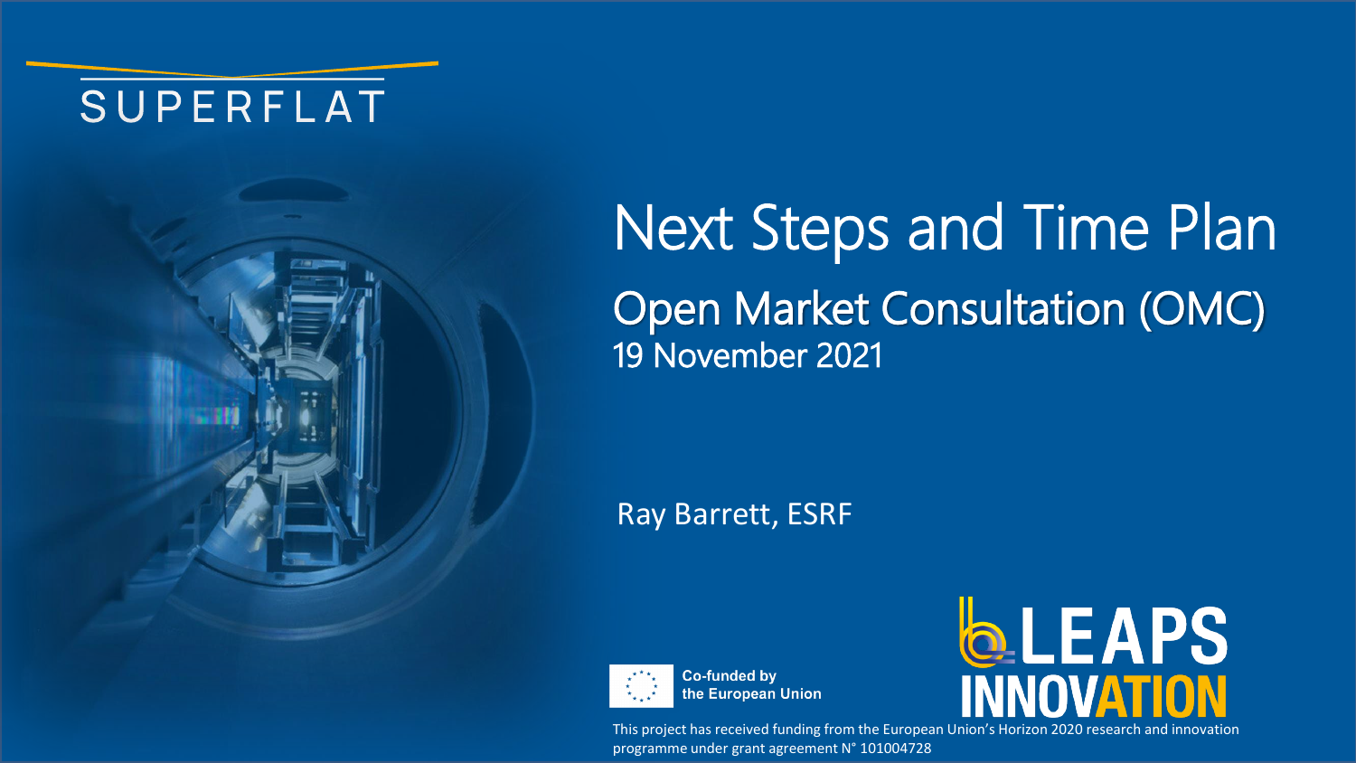SUPERFLAT

# Next Steps and Time Plan

## Open Market Consultation (OMC)

19 November 2021

Ray Barrett, ESRF

Co-funded by the European Union

LEAPS INNOVATION

This project has received funding from the European Union's Horizon 2020 research and innovation programme under grant agreement N° 101004728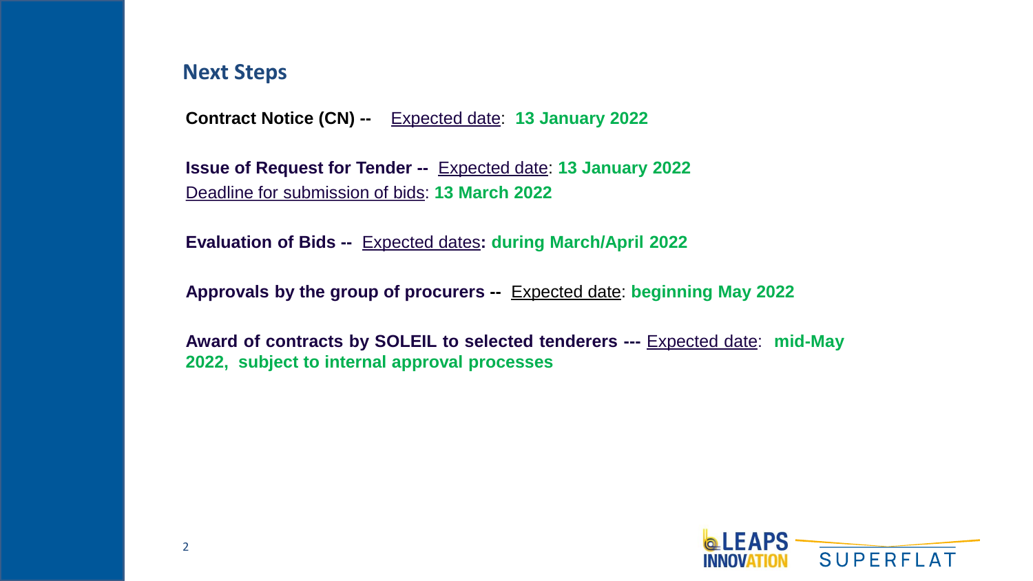## Next Steps

**Contract Notice (CN) --** Expected date: **13 January 2022**

**Issue of Request for Tender --** Expected date: **13 January 2022**
Deadline for submission of bids: **13 March 2022**

**Evaluation of Bids --** Expected dates**: during March/April 2022**

**Approvals by the group of procurers --** Expected date: **beginning May 2022**

**Award of contracts by SOLEIL to selected tenderers ---** Expected date: **mid-May 2022, subject to internal approval processes**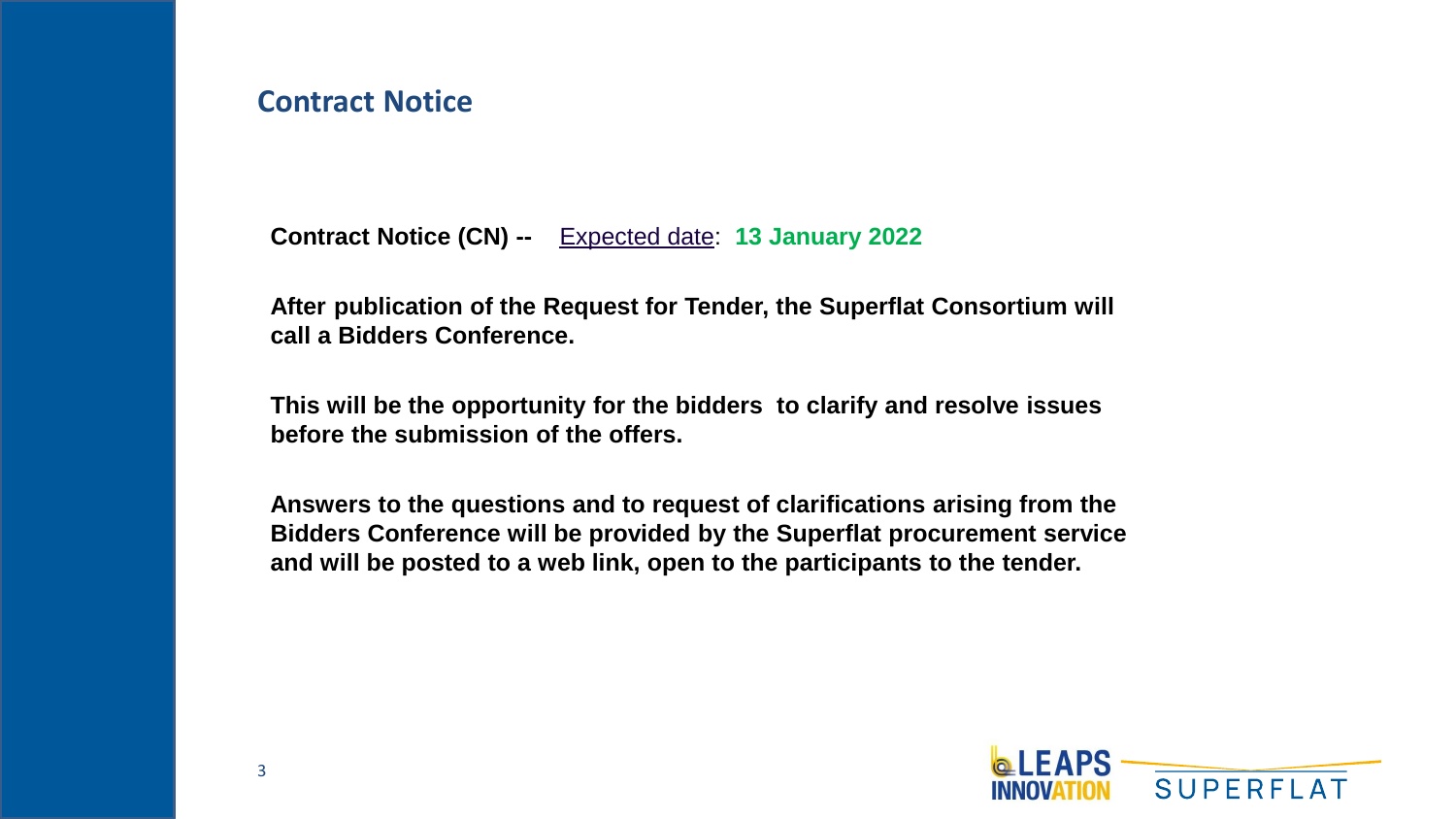## Contract Notice

**Contract Notice (CN) --** Expected date: **13 January 2022**

**After publication of the Request for Tender, the Superflat Consortium will call a Bidders Conference.**

**This will be the opportunity for the bidders to clarify and resolve issues before the submission of the offers.**

**Answers to the questions and to request of clarifications arising from the Bidders Conference will be provided by the Superflat procurement service and will be posted to a web link, open to the participants to the tender.**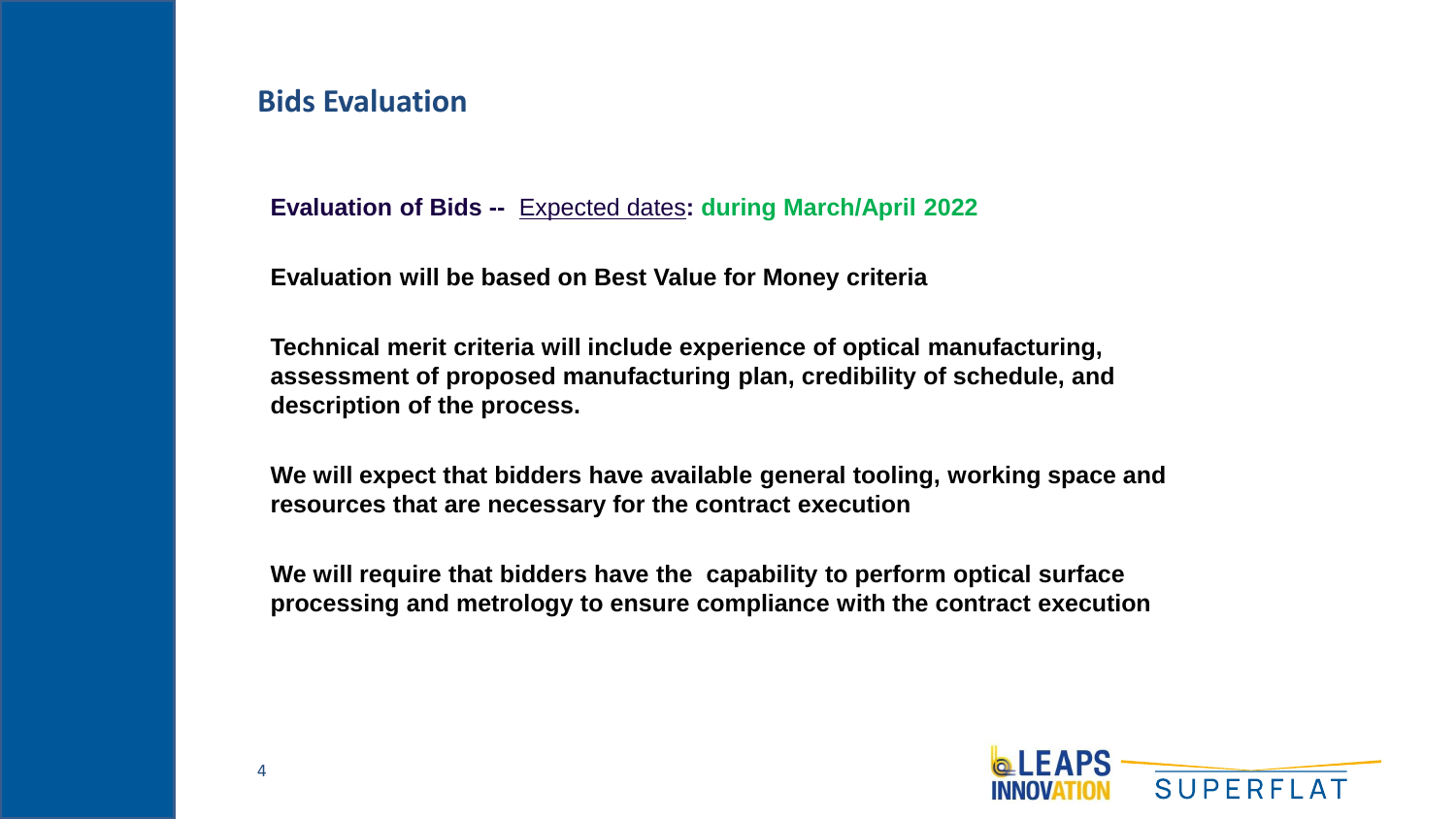## Bids Evaluation

**Evaluation of Bids --** Expected dates**: during March/April 2022**

**Evaluation will be based on Best Value for Money criteria**

**Technical merit criteria will include experience of optical manufacturing, assessment of proposed manufacturing plan, credibility of schedule, and description of the process.**

**We will expect that bidders have available general tooling, working space and resources that are necessary for the contract execution**

**We will require that bidders have the capability to perform optical surface processing and metrology to ensure compliance with the contract execution**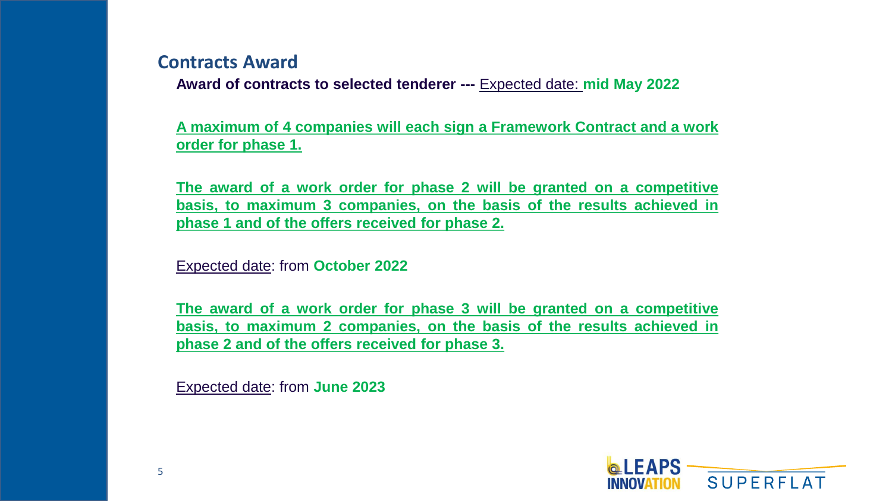## Contracts Award

**Award of contracts to selected tenderer ---** Expected date: **mid May 2022**

**A maximum of 4 companies will each sign a Framework Contract and a work order for phase 1.**

**The award of a work order for phase 2 will be granted on a competitive basis, to maximum 3 companies, on the basis of the results achieved in phase 1 and of the offers received for phase 2.**

Expected date: from **October 2022**

**The award of a work order for phase 3 will be granted on a competitive basis, to maximum 2 companies, on the basis of the results achieved in phase 2 and of the offers received for phase 3.**

Expected date: from **June 2023**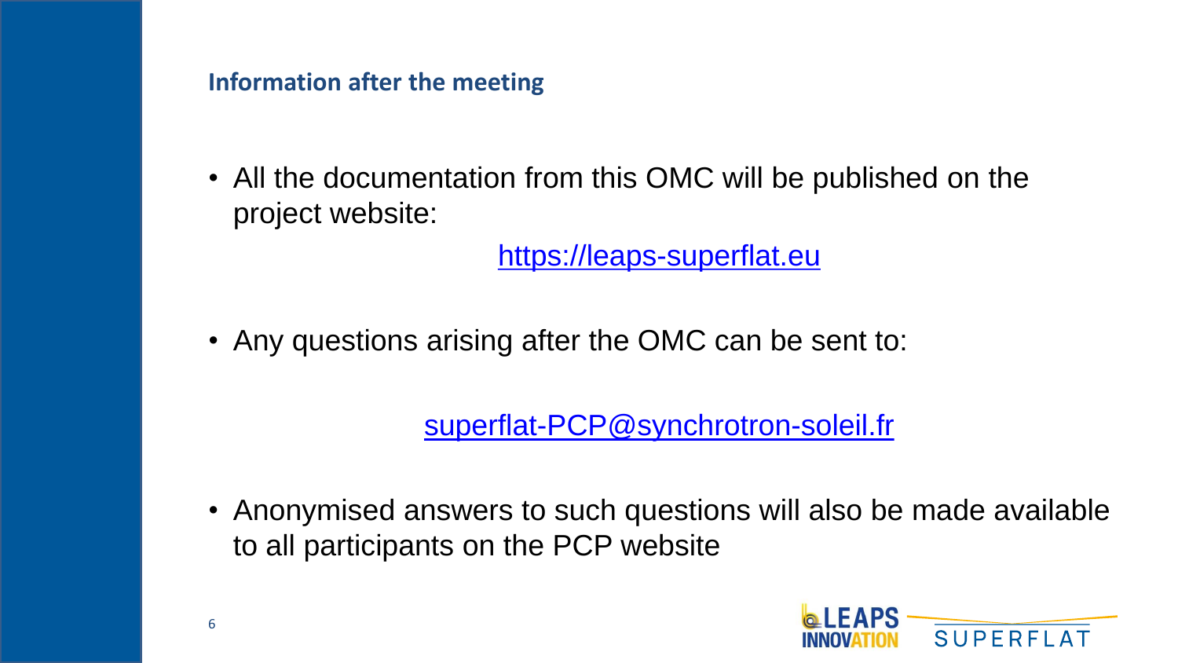## Information after the meeting

- All the documentation from this OMC will be published on the project website:

  https://leaps-superflat.eu

- Any questions arising after the OMC can be sent to:

  superflat-PCP@synchrotron-soleil.fr

- Anonymised answers to such questions will also be made available to all participants on the PCP website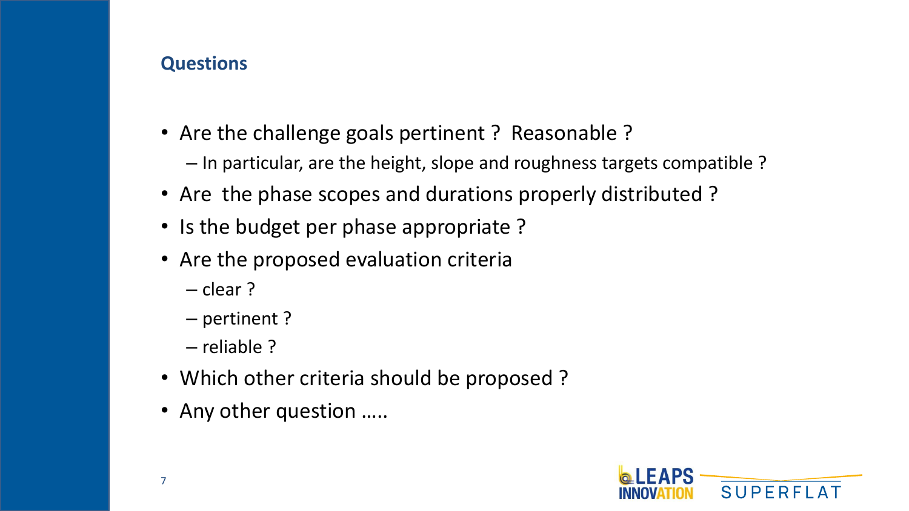## Questions

- Are the challenge goals pertinent ? Reasonable ?
  - In particular, are the height, slope and roughness targets compatible ?
- Are the phase scopes and durations properly distributed ?
- Is the budget per phase appropriate ?
- Are the proposed evaluation criteria
  - clear ?
  - pertinent ?
  - reliable ?
- Which other criteria should be proposed ?
- Any other question …..